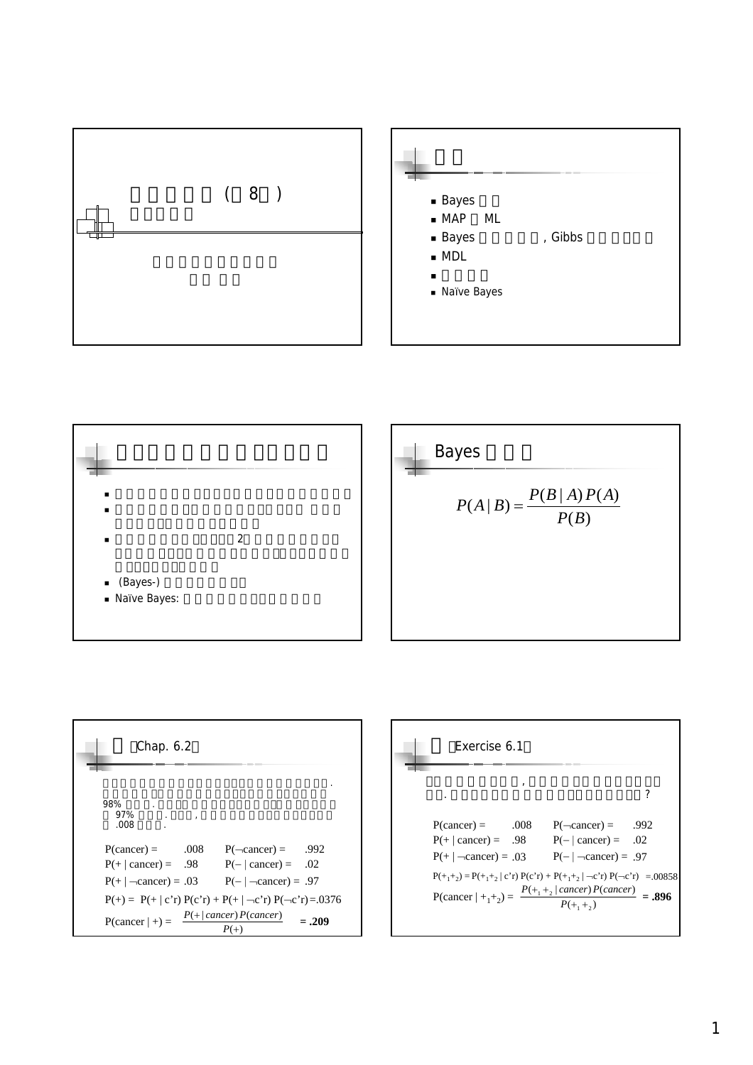## ( 8 )

- Bayes
- MAP ML
- Bayes , Gibbs
- MDL
- Naïve Bayes

- 2
- (Bayes-)
- Naïve Bayes:

## Bayes

$$P(A|B) = \frac{P(B|A)P(A)}{P(B)}$$

## Chap. 6.2

98% . 97% . , .008 .

| | | | |
|---|---|---|---|
| P(cancer) = | .008 | P(¬cancer) = | .992 |
| P(+ \| cancer) = | .98 | P(− \| cancer) = | .02 |
| P(+ \| ¬cancer) = | .03 | P(− \| ¬cancer) = | .97 |

P(+) = P(+ | c'r) P(c'r) + P(+ | ¬c'r) P(¬c'r) =.0376

$$P(cancer \mid +) = \frac{P(+|cancer)P(cancer)}{P(+)} = \mathbf{.209}$$

## Exercise 6.1

, . ?

| | | | |
|---|---|---|---|
| P(cancer) = | .008 | P(¬cancer) = | .992 |
| P(+ \| cancer) = | .98 | P(− \| cancer) = | .02 |
| P(+ \| ¬cancer) = | .03 | P(− \| ¬cancer) = | .97 |

$P(+_1+_2) = P(+_1+_2 \mid c'r)\, P(c'r) + P(+_1+_2 \mid \neg c'r)\, P(\neg c'r) = .00858$

$$P(cancer \mid +_1+_2) = \frac{P(+_1+_2|cancer)P(cancer)}{P(+_1+_2)} = \mathbf{.896}$$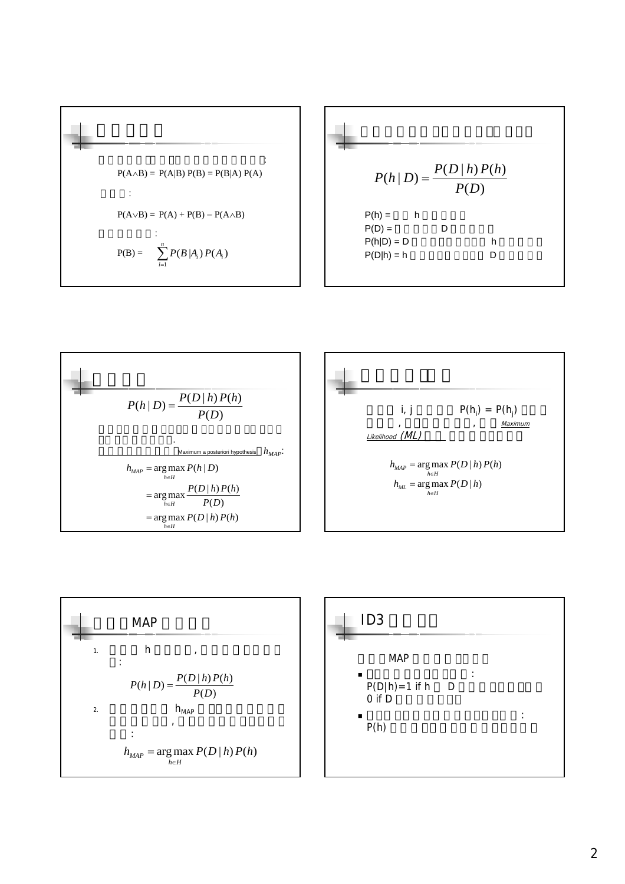## 

$P(A \wedge B) = P(A|B)\,P(B) = P(B|A)\,P(A)$

:

$P(A \vee B) = P(A) + P(B) - P(A \wedge B)$

:

$P(B) = \sum_{i=1}^{n} P(B|A_i)\,P(A_i)$

## 

$$P(h|D) = \frac{P(D|h)\,P(h)}{P(D)}$$

P(h) = h

P(D) = D

P(h|D) = D h

P(D|h) = h D

## 

$$P(h|D) = \frac{P(D|h)\,P(h)}{P(D)}$$

.

Maximum a posteriori hypothesis $h_{MAP}$:

$$h_{MAP} = \arg\max_{h \in H} P(h|D)$$

$$= \arg\max_{h \in H} \frac{P(D|h)\,P(h)}{P(D)}$$

$$= \arg\max_{h \in H} P(D|h)\,P(h)$$

## 

i, j $P(h_i) = P(h_j)$ , , *Maximum Likelihood (ML)*

$$h_{MAP} = \arg\max_{h \in H} P(D|h)\,P(h)$$

$$h_{ML} = \arg\max_{h \in H} P(D|h)$$

## MAP

1. h , :

$$P(h|D) = \frac{P(D|h)\,P(h)}{P(D)}$$

2. $h_{MAP}$ , :

$$h_{MAP} = \arg\max_{h \in H} P(D|h)\,P(h)$$

## ID3

MAP

- :
  P(D|h)=1 if h D
  0 if D
- :
  P(h)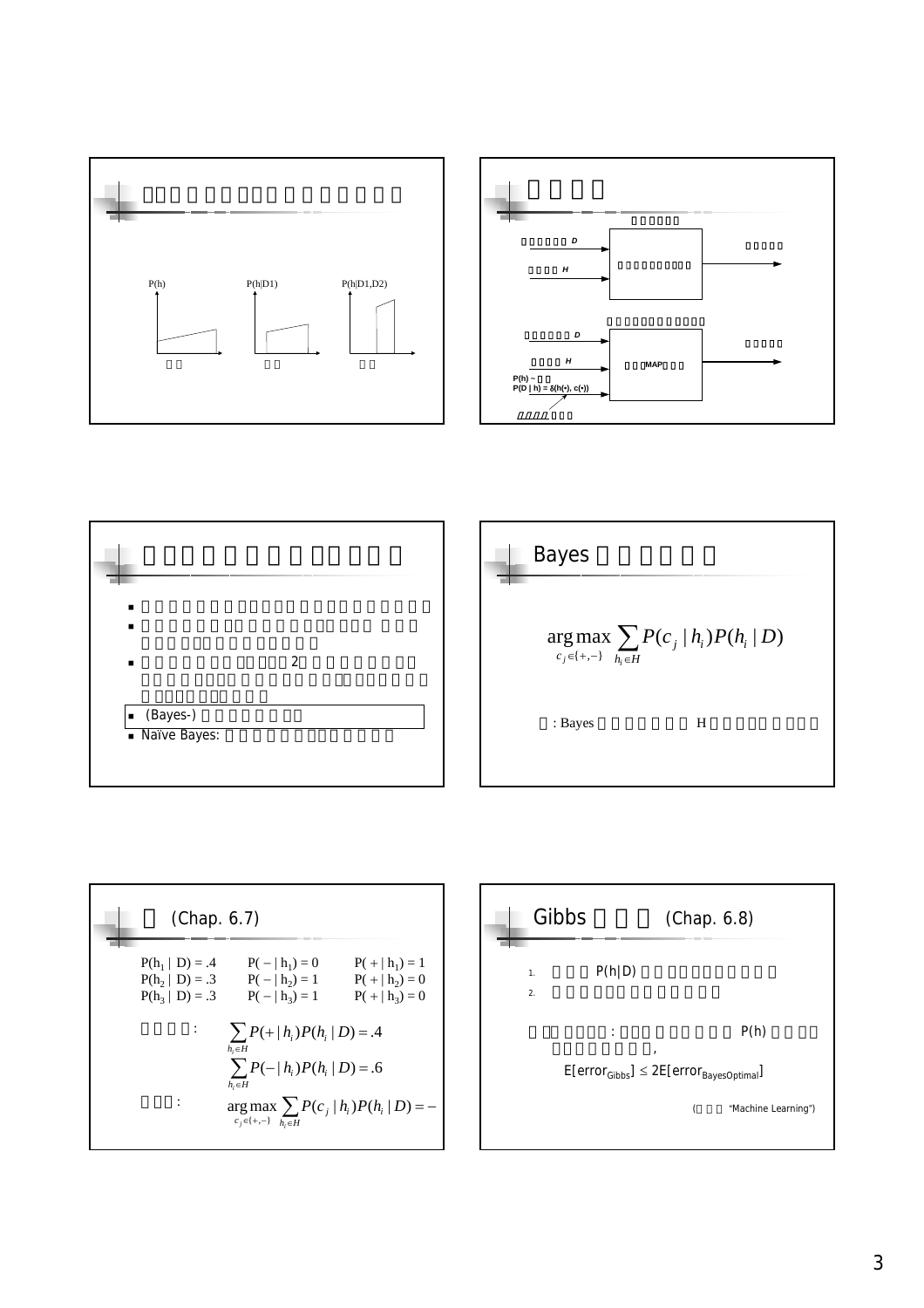## □□□□□□□□□□□□□□□□□

P(h)　　　　P(h|D1)　　　　P(h|D1,D2)

□□　　　　□□　　　　□□

## □□□□

□□□□□□

□□□□□□ *D*

□□□□ *H*

□□□□□□□□□

□□□□□

□□□□□□□□□□□□□

□□□□□□ *D*

□□□□ *H*

□□□MAP□□□

P(h) ~ □□
P(D | h) = δ(h(•), c(•))

□□□□□□□□

□□□□□

## □□□□□□□□□□□□□□

- □□□□□□□□□□□□□□□□□□□□□□□□
- □□□□□□□□□□□□□□□□□□□ □□□ □□□□□□□□□□□□□□□
- □□□□□□□□□□□2□□□□□□□□□□□□□□□□□□□□□□□□□□□□□□□□□□□□□□
- (Bayes-) □□□□□□□□
- Naïve Bayes: □□□□□□□□□□□□□□

## Bayes □□□□□

$$\arg\max_{c_j \in \{+,-\}} \sum_{h_i \in H} P(c_j \mid h_i) P(h_i \mid D)$$

□: Bayes □□□□□□□ H □□□□□□□□□

## □ (Chap. 6.7)

| | | |
|---|---|---|
| $P(h_1 \mid D) = .4$ | $P(- \mid h_1) = 0$ | $P(+ \mid h_1) = 1$ |
| $P(h_2 \mid D) = .3$ | $P(- \mid h_2) = 1$ | $P(+ \mid h_2) = 0$ |
| $P(h_3 \mid D) = .3$ | $P(- \mid h_3) = 1$ | $P(+ \mid h_3) = 0$ |

□□□□:

$$\sum_{h_i \in H} P(+ \mid h_i) P(h_i \mid D) = .4$$

$$\sum_{h_i \in H} P(- \mid h_i) P(h_i \mid D) = .6$$

□□□:

$$\arg\max_{c_j \in \{+,-\}} \sum_{h_i \in H} P(c_j \mid h_i) P(h_i \mid D) = -$$

## Gibbs □□□ (Chap. 6.8)

1. □□□ P(h|D) □□□□□□□□□□
2. □□□□□□□□□□□□□

□□□□□□□: □□□□□□□□□ P(h) □□□□□□□□□□□□,

E[$\text{error}_{\text{Gibbs}}$] ≤ 2E[$\text{error}_{\text{BayesOptimal}}$]

(□□□ "Machine Learning")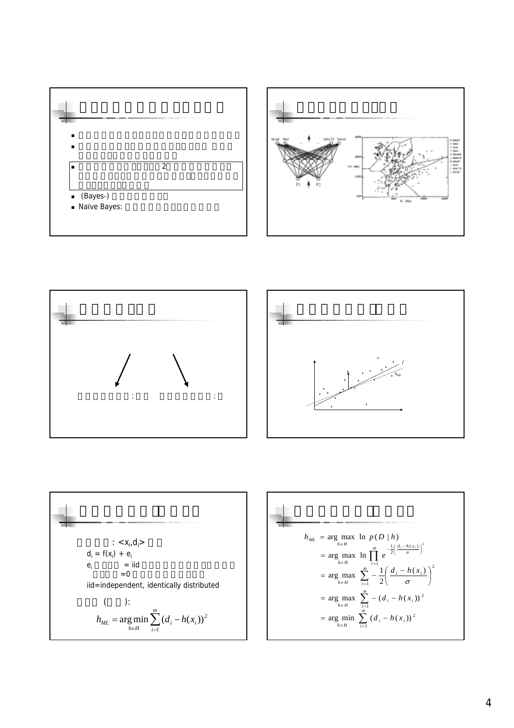## 

- Naïve Bayes:

- (Bayes-)

- 2

## 

## 

:  :

## 

## 

: $<x_i,d_i>$

$d_i = f(x_i) + e_i$

$e_i$ = iid

=0

iid=independent, identically distributed

( ):

$$h_{ML} = \arg\min_{h \in H} \sum_{i=1}^{m} (d_i - h(x_i))^2$$

## 

$$
\begin{aligned}
h_{ML} &= \arg\max_{h \in H} \ \ln \ p(D \mid h) \\
&= \arg\max_{h \in H} \ \ln \prod_{i=1}^{m} e^{-\frac{1}{2}\left(\frac{d_i - h(x_i)}{\sigma}\right)^2} \\
&= \arg\max_{h \in H} \ \sum_{i=1}^{m} -\frac{1}{2}\left(\frac{d_i - h(x_i)}{\sigma}\right)^2 \\
&= \arg\max_{h \in H} \ \sum_{i=1}^{m} -(d_i - h(x_i))^2 \\
&= \arg\min_{h \in H} \ \sum_{i=1}^{m} (d_i - h(x_i))^2
\end{aligned}
$$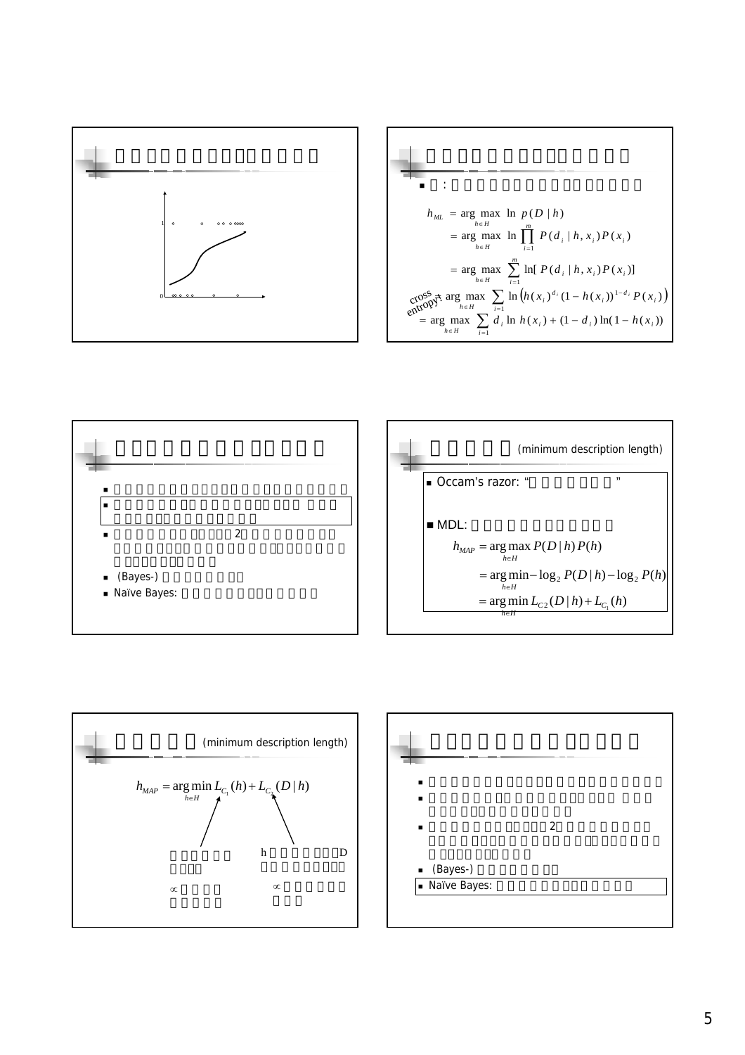## Slide 1

(Title not legible)

## Slide 2

(Title not legible)

- :

$$
\begin{aligned}
h_{ML} &= \arg\max_{h \in H} \ \ln \ p(D \mid h) \\
&= \arg\max_{h \in H} \ \ln \prod_{i=1}^{m} P(d_i \mid h, x_i) P(x_i) \\
&= \arg\max_{h \in H} \ \sum_{i=1}^{m} \ln[\, P(d_i \mid h, x_i) P(x_i)] \\
&= \arg\max_{h \in H} \ \sum_{i=1} \ln \left( h(x_i)^{d_i} (1 - h(x_i))^{1-d_i} P(x_i) \right) \\
&= \arg\max_{h \in H} \ \sum_{i=1} d_i \ln h(x_i) + (1 - d_i) \ln(1 - h(x_i))
\end{aligned}
$$

cross entropy!

## Slide 3

-
-
- 2
- (Bayes-)
- Naïve Bayes:

## Slide 4

(minimum description length)

- Occam's razor: " "

- MDL:

$$
\begin{aligned}
h_{MAP} &= \arg\max_{h \in H} P(D \mid h) P(h) \\
&= \arg\min_{h \in H} -\log_2 P(D \mid h) - \log_2 P(h) \\
&= \arg\min_{h \in H} L_{C2}(D \mid h) + L_{C_1}(h)
\end{aligned}
$$

## Slide 5

(minimum description length)

$$
h_{MAP} = \arg\min_{h \in H} L_{C_1}(h) + L_{C_2}(D \mid h)
$$

$\propto$

h D

$\propto$

## Slide 6

-
-
- 2
- (Bayes-)
- Naïve Bayes: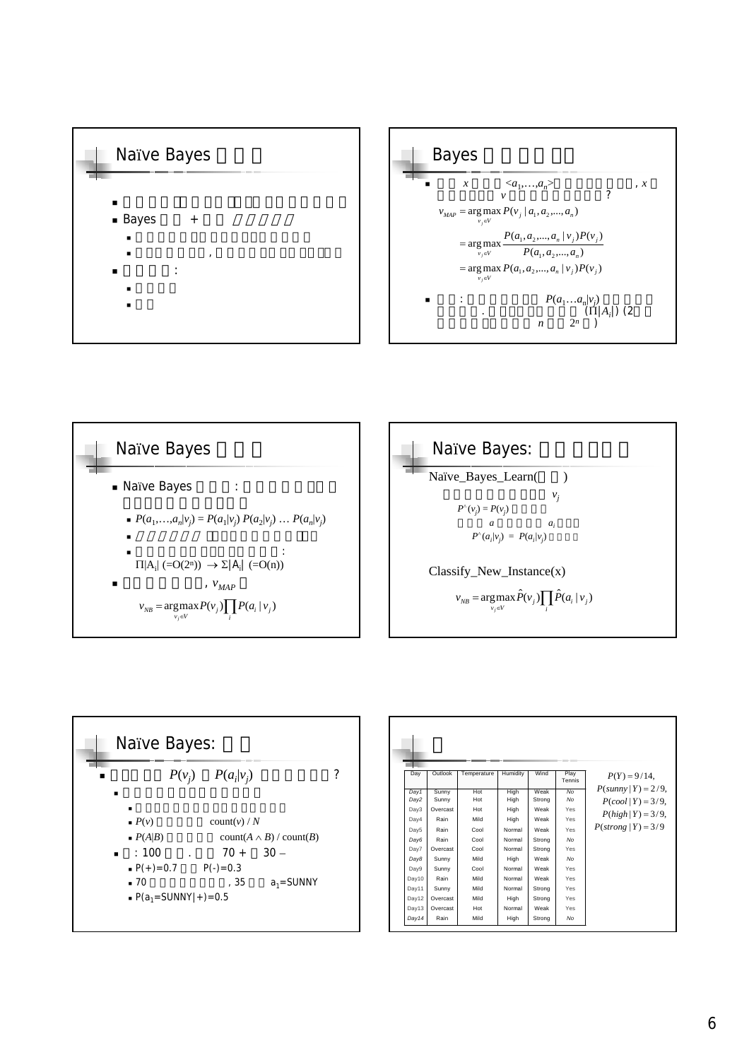## Naïve Bayes

- 
- Bayes +
  - 
  - ,
- :
  - 
  - 

## Bayes

- $x$ $<a_1,\ldots,a_n>$ , $x$ $v$ ?

$$v_{MAP} = \arg\max_{v_j \in V} P(v_j \mid a_1, a_2, \ldots, a_n)$$

$$= \arg\max_{v_j \in V} \frac{P(a_1, a_2, \ldots, a_n \mid v_j) P(v_j)}{P(a_1, a_2, \ldots, a_n)}$$

$$= \arg\max_{v_j \in V} P(a_1, a_2, \ldots, a_n \mid v_j) P(v_j)$$

- : $P(a_1 \ldots a_n \mid v_j)$ . $(\Pi|A_i|)$ (2 $n$ $2^n$ )

## Naïve Bayes

- Naïve Bayes :
  - $P(a_1,\ldots,a_n|v_j) = P(a_1|v_j)\, P(a_2|v_j) \ldots P(a_n|v_j)$
  - 
  - : $\Pi|A_i|$ $(=O(2^n)) \rightarrow \Sigma|A_i|$ $(=O(n))$
- , $v_{MAP}$

$$v_{NB} = \arg\max_{v_j \in V} P(v_j) \prod_i P(a_i \mid v_j)$$

## Naïve Bayes:

Naïve_Bayes_Learn( )

$v_j$

$P^{\wedge}(v_j) = P(v_j)$

$a$ $a_i$

$P^{\wedge}(a_i|v_j) = P(a_i|v_j)$

Classify_New_Instance(x)

$$v_{NB} = \arg\max_{v_j \in V} \hat{P}(v_j) \prod_i \hat{P}(a_i \mid v_j)$$

## Naïve Bayes:

- $P(v_j)$ $P(a_i|v_j)$ ?
  - 
    - 
    - $P(v)$ count$(v)$ / $N$
    - $P(A|B)$ count$(A \wedge B)$ / count$(B)$
  - : 100 . 70 + 30 –
    - P(+)=0.7 P(-)=0.3
    - 70 , 35 $a_1$=SUNNY
    - P($a_1$=SUNNY|+)=0.5

## 

| Day | Outlook | Temperature | Humidity | Wind | Play Tennis |
|---|---|---|---|---|---|
| Day1 | Sunny | Hot | High | Weak | No |
| Day2 | Sunny | Hot | High | Strong | No |
| Day3 | Overcast | Hot | High | Weak | Yes |
| Day4 | Rain | Mild | High | Weak | Yes |
| Day5 | Rain | Cool | Normal | Weak | Yes |
| Day6 | Rain | Cool | Normal | Strong | No |
| Day7 | Overcast | Cool | Normal | Strong | Yes |
| Day8 | Sunny | Mild | High | Weak | No |
| Day9 | Sunny | Cool | Normal | Weak | Yes |
| Day10 | Rain | Mild | Normal | Weak | Yes |
| Day11 | Sunny | Mild | Normal | Strong | Yes |
| Day12 | Overcast | Mild | High | Strong | Yes |
| Day13 | Overcast | Hot | Normal | Weak | Yes |
| Day14 | Rain | Mild | High | Strong | No |

$$P(Y) = 9/14,$$
$$P(sunny \mid Y) = 2/9,$$
$$P(cool \mid Y) = 3/9,$$
$$P(high \mid Y) = 3/9,$$
$$P(strong \mid Y) = 3/9$$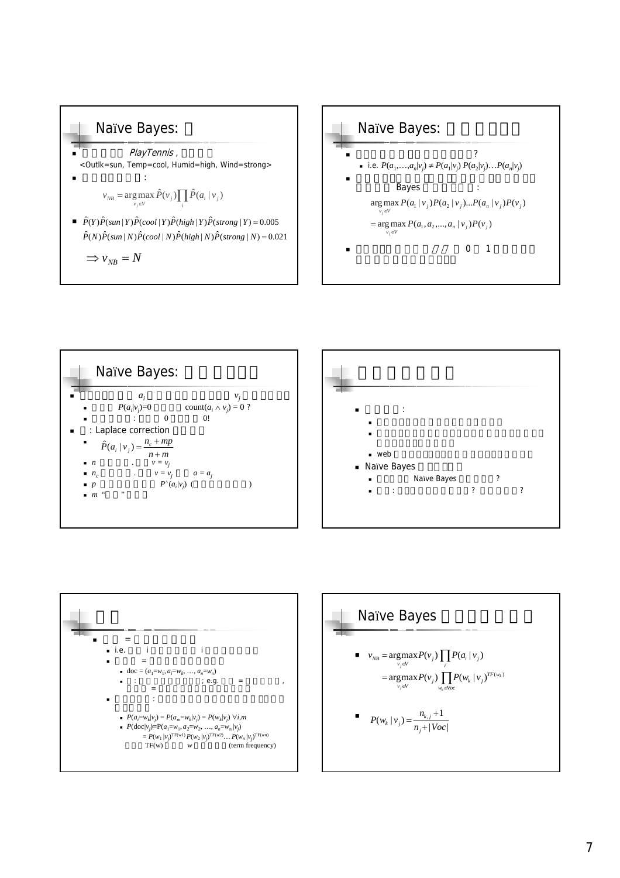## Naïve Bayes:

- *PlayTennis* ,
  <Outlk=sun, Temp=cool, Humid=high, Wind=strong>
- :

$$v_{NB} = \arg\max_{v_j \in V} \hat{P}(v_j) \prod_i \hat{P}(a_i \mid v_j)$$

- $\hat{P}(Y)\hat{P}(sun \mid Y)\hat{P}(cool \mid Y)\hat{P}(high \mid Y)\hat{P}(strong \mid Y) = 0.005$

  $\hat{P}(N)\hat{P}(sun \mid N)\hat{P}(cool \mid N)\hat{P}(high \mid N)\hat{P}(strong \mid N) = 0.021$

$$\Rightarrow v_{NB} = N$$

## Naïve Bayes:

- ?
  - i.e. $P(a_1,\ldots,a_n \mid v_j) \neq P(a_1 \mid v_j)\, P(a_2 \mid v_j) \ldots P(a_n \mid v_j)$
- Bayes :

$$\arg\max_{v_j \in V} P(a_1 \mid v_j) P(a_2 \mid v_j) \ldots P(a_n \mid v_j) P(v_j)$$

$$= \arg\max_{v_j \in V} P(a_1, a_2, \ldots, a_n \mid v_j) P(v_j)$$

- / / 0 1

## Naïve Bayes:

- $a_i$ $v_j$
  - $P(a_i \mid v_j)=0$ $\text{count}(a_i \wedge v_j) = 0$ ?
  - : 0 0!
- : Laplace correction
  - $\hat{P}(a_i \mid v_j) = \dfrac{n_c + mp}{n + m}$
  - $n$ . $v = v_j$
  - $n_c$ . $v = v_j$ $a = a_j$
  - $p$ $P^{\wedge}(a_i \mid v_j)$ ( )
  - $m$ " "

##

- :
  -
  -
  - web
- Naïve Bayes
  - Naïve Bayes ?
  - : ? ?

##

- =
  - i.e. i i
  - =
    - doc = $(a_1=w_1, a_i=w_k, \ldots, a_n=w_n)$
    - : ; e.g. = , =
  - :
    - $P(a_i=w_k \mid v_j) = P(a_m=w_k \mid v_j) = P(w_k \mid v_j)\ \forall i,m$
    - $P(\text{doc} \mid v_j)=P(a_1=w_1, a_2=w_2, \ldots, a_n=w_n \mid v_j)$
      $= P(w_1 \mid v_j)^{\text{TF}(w1)} P(w_2 \mid v_j)^{\text{TF}(w2)} \ldots P(w_n \mid v_j)^{\text{TF}(wn)}$
      TF(w) w (term frequency)

## Naïve Bayes

- $$v_{NB} = \arg\max_{v_j \in V} P(v_j) \prod_i P(a_i \mid v_j)$$
  $$= \arg\max_{v_j \in V} P(v_j) \prod_{w_k \in Voc} P(w_k \mid v_j)^{\text{TF}(w_k)}$$

- $$P(w_k \mid v_j) = \frac{n_{k,j} + 1}{n_j + |Voc|}$$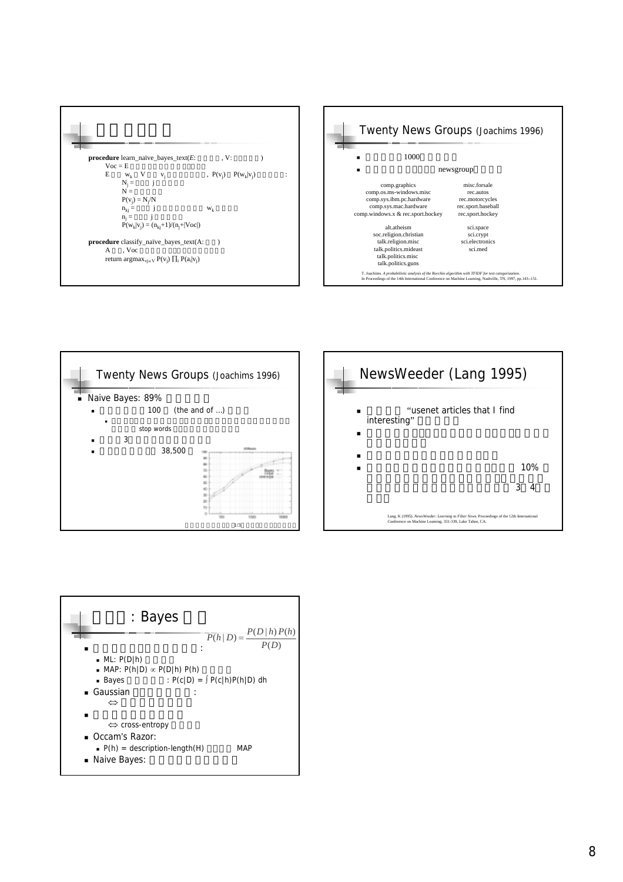## 

**procedure** learn_naïve_bayes_text($E$: , V: )

Voc = E

E $w_k$ V $v_j$ , $P(v_j)$ $P(w_k|v_j)$ :

$N_j$ = j

N =

$P(v_j) = N_j/N$

$n_{kj}$ = j $w_k$

$n_j$ = j

$P(w_k|v_j) = (n_{kj}+1)/(n_j+|Voc|)$

**procedure** classify_naïve_bayes_text(A: )

A , Voc

return $\text{argmax}_{v_j \in V} P(v_j) \prod_i P(a_i|v_j)$

## Twenty News Groups (Joachims 1996)

- 1000
- newsgroup

comp.graphics
comp.os.ms-windows.misc
comp.sys.ibm.pc.hardware
comp.sys.mac.hardware
comp.windows.x & rec.sport.hockey

misc.forsale
rec.autos
rec.motorcycles
rec.sport.baseball
rec.sport.hockey

alt.atheism
soc.religion.christian
talk.religion.misc
talk.politics.mideast
talk.politics.misc
talk.politics.guns

sci.space
sci.crypt
sci.electronics
sci.med

T. Joachims. *A probabilistic analysis of the Rocchio algorithm with TFIDF for text categorization.* In Proceedings of the 14th International Conference on Machine Learning, Nashville, TN, 1997, pp.143--151.

## Twenty News Groups (Joachims 1996)

- Naive Bayes: 89%
  - 100 (the and of ...)
    - stop words
  - 3
  - 38,500

20News

Bayes
TFIDF
PRTFIDF

100
1000
10000

1/3

## NewsWeeder (Lang 1995)

- "usenet articles that I find interesting"
- 
- 
- 10%

  3 4

Lang, K (1995). *NewsWeeder: Learning to Filter News.* Proceedings of the 12th International Conference on Machine Learning, 331-339, Lake Tahoe, CA.

## : Bayes

$$P(h|D) = \frac{P(D|h)P(h)}{P(D)}$$

- :
  - ML: $P(D|h)$
  - MAP: $P(h|D) \propto P(D|h)\,P(h)$
  - Bayes : $P(c|D) = \int P(c|h)P(h|D)\,dh$
- Gaussian :
  - $\Leftrightarrow$
- 
  - $\Leftrightarrow$ cross-entropy
- Occam's Razor:
  - $P(h)$ = description-length(H) MAP
- Naive Bayes: